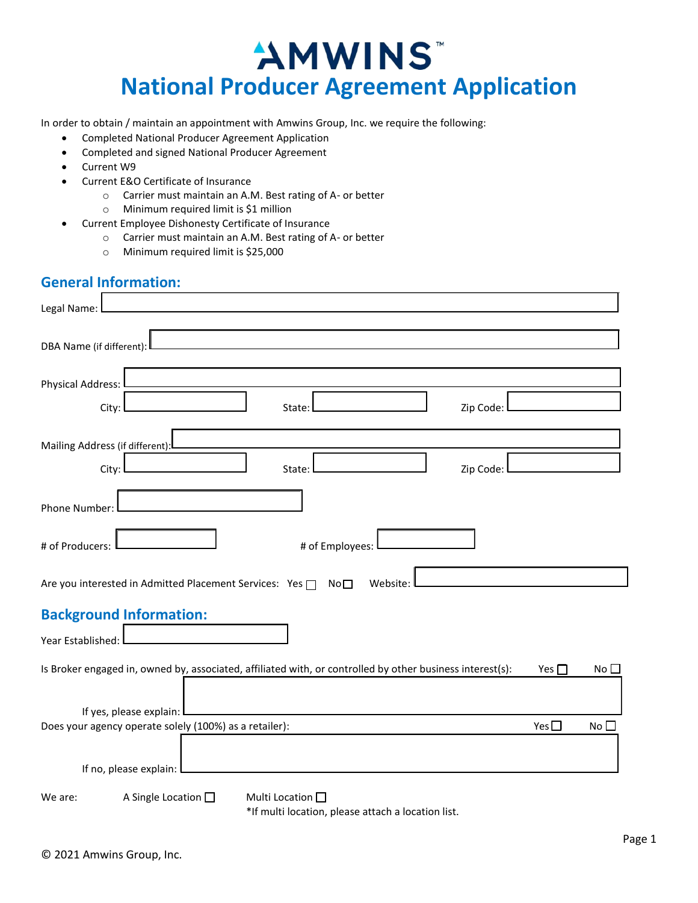# AMWINS™

# National Producer Agreement Application

In order to obtain / maintain an appointment with Amwins Group, Inc. we require the following:

- Completed National Producer Agreement Application
- Completed and signed National Producer Agreement
- Current W9
- Current E&O Certificate of Insurance
  - Carrier must maintain an A.M. Best rating of A- or better
  - Minimum required limit is $1 million
- Current Employee Dishonesty Certificate of Insurance
  - Carrier must maintain an A.M. Best rating of A- or better
  - Minimum required limit is $25,000

## General Information:

Legal Name: ____________________

DBA Name (if different): ____________________

Physical Address: ____________________

City: __________ State: __________ Zip Code: __________

Mailing Address (if different): ____________________

City: __________ State: __________ Zip Code: __________

Phone Number: __________

# of Producers: __________ # of Employees: __________

Are you interested in Admitted Placement Services: Yes ☐ No ☐ Website: __________

## Background Information:

Year Established: __________

Is Broker engaged in, owned by, associated, affiliated with, or controlled by other business interest(s): Yes ☐ No ☐

If yes, please explain: ____________________

Does your agency operate solely (100%) as a retailer): Yes ☐ No ☐

If no, please explain: ____________________

We are: A Single Location ☐ Multi Location ☐

*If multi location, please attach a location list.

© 2021 Amwins Group, Inc.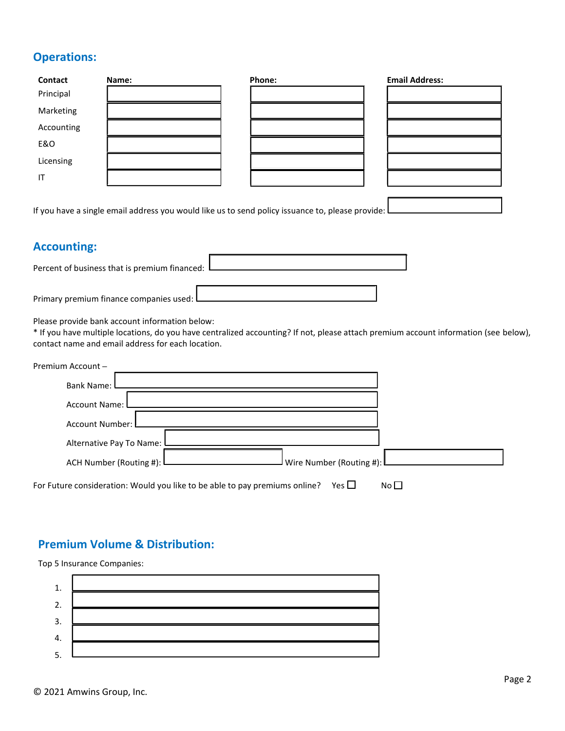## Operations:

| Contact | Name: | Phone: | Email Address: |
|---|---|---|---|
| Principal | | | |
| Marketing | | | |
| Accounting | | | |
| E&O | | | |
| Licensing | | | |
| IT | | | |

If you have a single email address you would like us to send policy issuance to, please provide: ____________

## Accounting:

Percent of business that is premium financed: ____________

Primary premium finance companies used: ____________

Please provide bank account information below:
* If you have multiple locations, do you have centralized accounting? If not, please attach premium account information (see below), contact name and email address for each location.

Premium Account –

Bank Name: ____________

Account Name: ____________

Account Number: ____________

Alternative Pay To Name: ____________

ACH Number (Routing #): ____________ Wire Number (Routing #): ____________

For Future consideration: Would you like to be able to pay premiums online? Yes ☐ No ☐

## Premium Volume & Distribution:

Top 5 Insurance Companies:

1. ____________
2. ____________
3. ____________
4. ____________
5. ____________

© 2021 Amwins Group, Inc.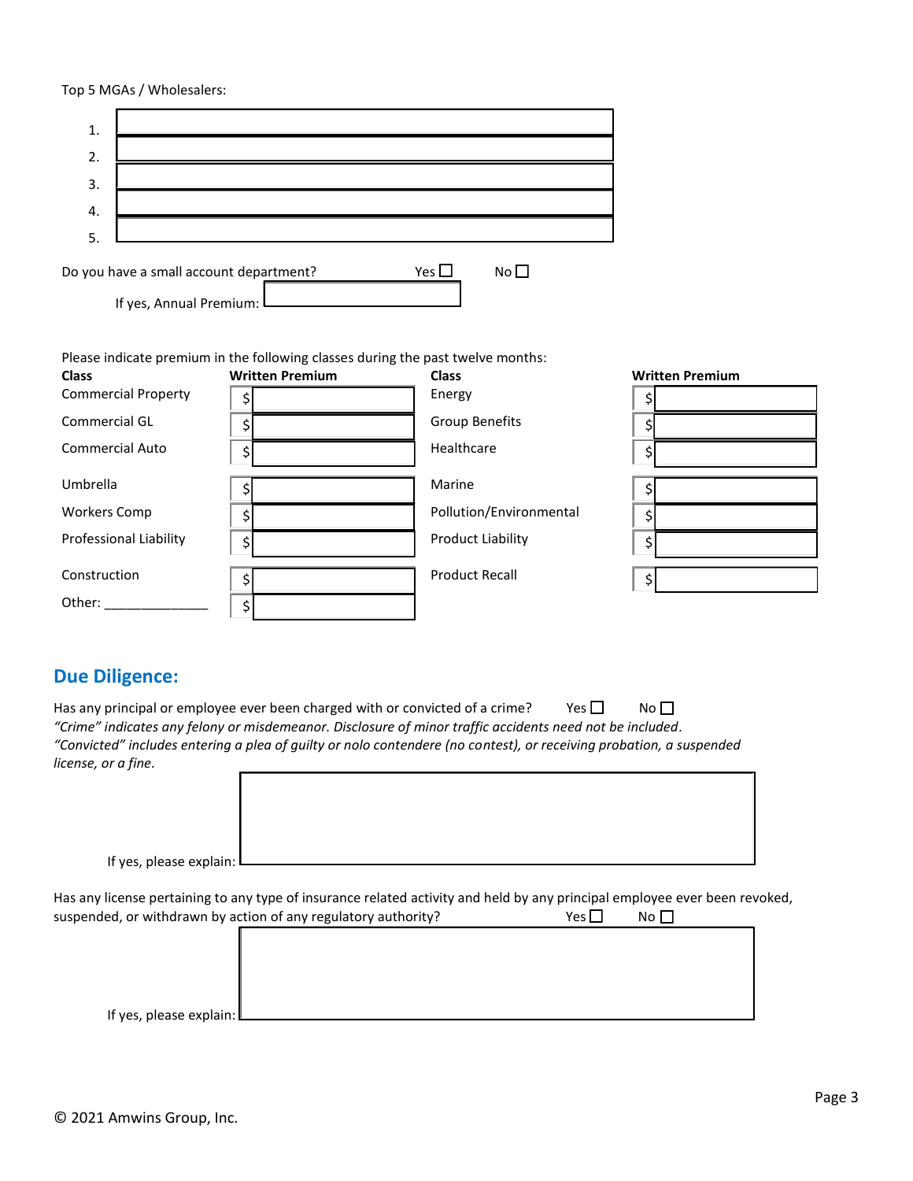Top 5 MGAs / Wholesalers:

1. 
2. 
3. 
4. 
5. 

Do you have a small account department? Yes ☐ No ☐

If yes, Annual Premium: 

Please indicate premium in the following classes during the past twelve months:

| Class | Written Premium | Class | Written Premium |
|---|---|---|---|
| Commercial Property | $ | Energy | $ |
| Commercial GL | $ | Group Benefits | $ |
| Commercial Auto | $ | Healthcare | $ |
| Umbrella | $ | Marine | $ |
| Workers Comp | $ | Pollution/Environmental | $ |
| Professional Liability | $ | Product Liability | $ |
| Construction | $ | Product Recall | $ |
| Other: _______________ | $ | | |

## Due Diligence:

Has any principal or employee ever been charged with or convicted of a crime? Yes ☐ No ☐

*"Crime" indicates any felony or misdemeanor. Disclosure of minor traffic accidents need not be included.*
*"Convicted" includes entering a plea of guilty or nolo contendere (no contest), or receiving probation, a suspended license, or a fine.*

If yes, please explain: 

Has any license pertaining to any type of insurance related activity and held by any principal employee ever been revoked, suspended, or withdrawn by action of any regulatory authority? Yes ☐ No ☐

If yes, please explain: 

© 2021 Amwins Group, Inc.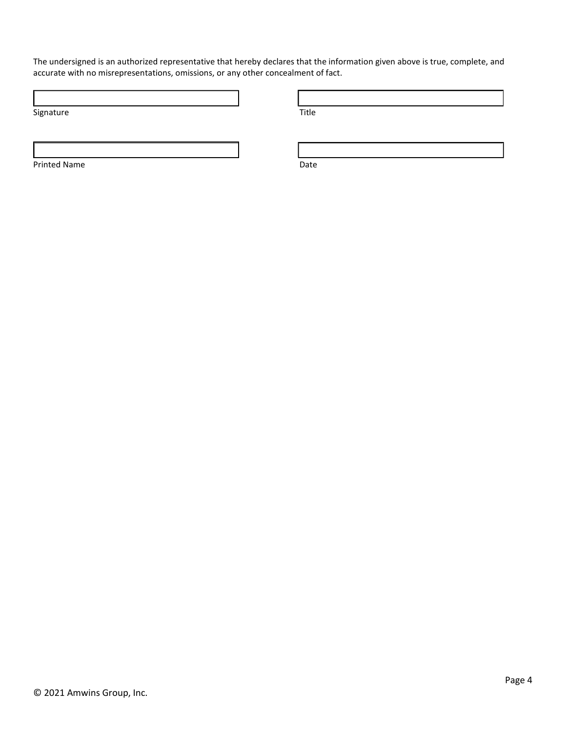The undersigned is an authorized representative that hereby declares that the information given above is true, complete, and accurate with no misrepresentations, omissions, or any other concealment of fact.

| | |
|---|---|
| | |
| Signature | Title |
| | |
| Printed Name | Date |

© 2021 Amwins Group, Inc.